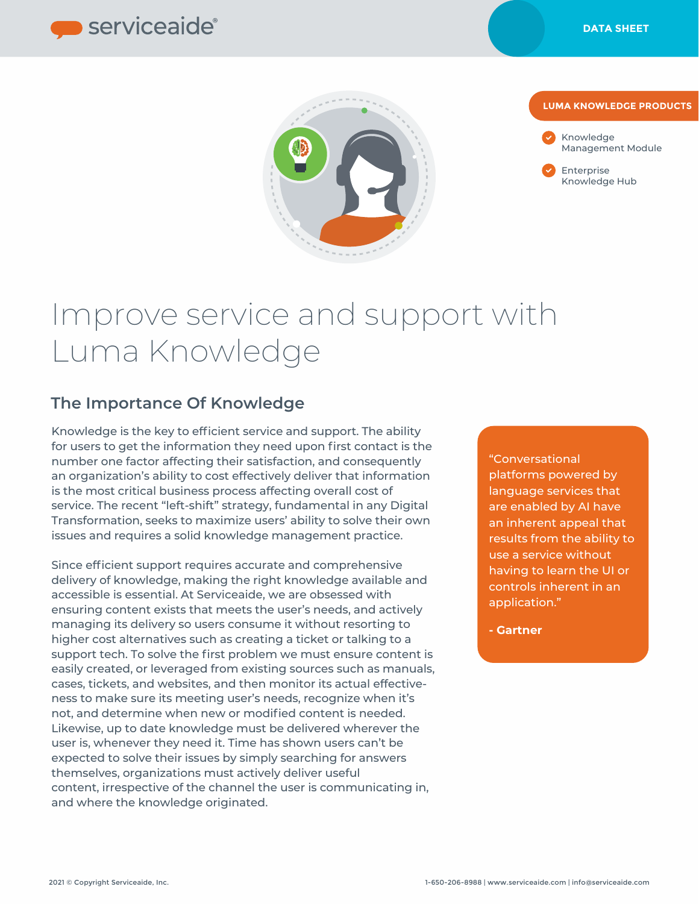DATA SHEET

**LUMA KNOWLEDGE PRODUCTS**

- Knowledge Management Module
- Enterprise Knowledge Hub

# Improve service and support with Luma Knowledge

## The Importance Of Knowledge

Knowledge is the key to efficient service and support. The ability for users to get the information they need upon first contact is the number one factor affecting their satisfaction, and consequently an organization's ability to cost effectively deliver that information is the most critical business process affecting overall cost of service. The recent "left-shift" strategy, fundamental in any Digital Transformation, seeks to maximize users' ability to solve their own issues and requires a solid knowledge management practice.

Since efficient support requires accurate and comprehensive delivery of knowledge, making the right knowledge available and accessible is essential. At Serviceaide, we are obsessed with ensuring content exists that meets the user's needs, and actively managing its delivery so users consume it without resorting to higher cost alternatives such as creating a ticket or talking to a support tech. To solve the first problem we must ensure content is easily created, or leveraged from existing sources such as manuals, cases, tickets, and websites, and then monitor its actual effective-ness to make sure its meeting user's needs, recognize when it's not, and determine when new or modified content is needed. Likewise, up to date knowledge must be delivered wherever the user is, whenever they need it. Time has shown users can't be expected to solve their issues by simply searching for answers themselves, organizations must actively deliver useful content, irrespective of the channel the user is communicating in, and where the knowledge originated.

> "Conversational platforms powered by language services that are enabled by AI have an inherent appeal that results from the ability to use a service without having to learn the UI or controls inherent in an application."
>
> **- Gartner**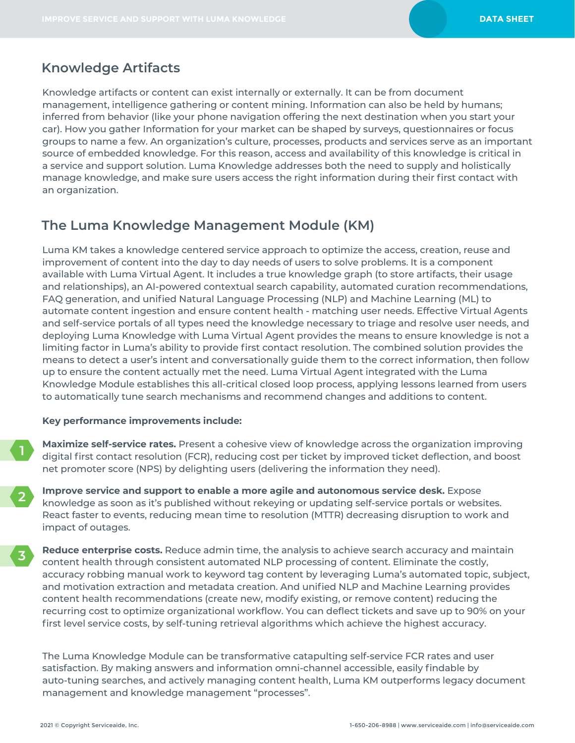## Knowledge Artifacts

Knowledge artifacts or content can exist internally or externally. It can be from document management, intelligence gathering or content mining. Information can also be held by humans; inferred from behavior (like your phone navigation offering the next destination when you start your car). How you gather Information for your market can be shaped by surveys, questionnaires or focus groups to name a few. An organization's culture, processes, products and services serve as an important source of embedded knowledge. For this reason, access and availability of this knowledge is critical in a service and support solution. Luma Knowledge addresses both the need to supply and holistically manage knowledge, and make sure users access the right information during their first contact with an organization.

## The Luma Knowledge Management Module (KM)

Luma KM takes a knowledge centered service approach to optimize the access, creation, reuse and improvement of content into the day to day needs of users to solve problems. It is a component available with Luma Virtual Agent. It includes a true knowledge graph (to store artifacts, their usage and relationships), an AI-powered contextual search capability, automated curation recommendations, FAQ generation, and unified Natural Language Processing (NLP) and Machine Learning (ML) to automate content ingestion and ensure content health - matching user needs. Effective Virtual Agents and self-service portals of all types need the knowledge necessary to triage and resolve user needs, and deploying Luma Knowledge with Luma Virtual Agent provides the means to ensure knowledge is not a limiting factor in Luma's ability to provide first contact resolution. The combined solution provides the means to detect a user's intent and conversationally guide them to the correct information, then follow up to ensure the content actually met the need. Luma Virtual Agent integrated with the Luma Knowledge Module establishes this all-critical closed loop process, applying lessons learned from users to automatically tune search mechanisms and recommend changes and additions to content.

**Key performance improvements include:**

1. **Maximize self-service rates.** Present a cohesive view of knowledge across the organization improving digital first contact resolution (FCR), reducing cost per ticket by improved ticket deflection, and boost net promoter score (NPS) by delighting users (delivering the information they need).

2. **Improve service and support to enable a more agile and autonomous service desk.** Expose knowledge as soon as it's published without rekeying or updating self-service portals or websites. React faster to events, reducing mean time to resolution (MTTR) decreasing disruption to work and impact of outages.

3. **Reduce enterprise costs.** Reduce admin time, the analysis to achieve search accuracy and maintain content health through consistent automated NLP processing of content. Eliminate the costly, accuracy robbing manual work to keyword tag content by leveraging Luma's automated topic, subject, and motivation extraction and metadata creation. And unified NLP and Machine Learning provides content health recommendations (create new, modify existing, or remove content) reducing the recurring cost to optimize organizational workflow. You can deflect tickets and save up to 90% on your first level service costs, by self-tuning retrieval algorithms which achieve the highest accuracy.

The Luma Knowledge Module can be transformative catapulting self-service FCR rates and user satisfaction. By making answers and information omni-channel accessible, easily findable by auto-tuning searches, and actively managing content health, Luma KM outperforms legacy document management and knowledge management "processes".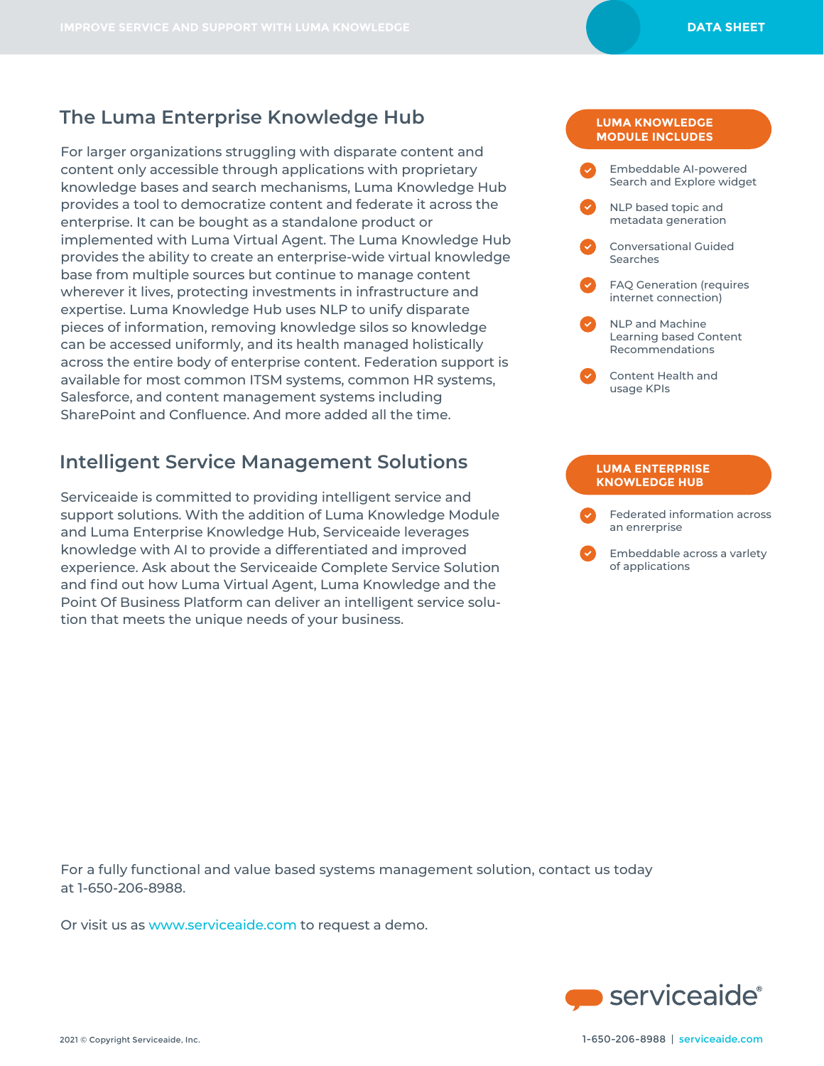## The Luma Enterprise Knowledge Hub

For larger organizations struggling with disparate content and content only accessible through applications with proprietary knowledge bases and search mechanisms, Luma Knowledge Hub provides a tool to democratize content and federate it across the enterprise. It can be bought as a standalone product or implemented with Luma Virtual Agent. The Luma Knowledge Hub provides the ability to create an enterprise-wide virtual knowledge base from multiple sources but continue to manage content wherever it lives, protecting investments in infrastructure and expertise. Luma Knowledge Hub uses NLP to unify disparate pieces of information, removing knowledge silos so knowledge can be accessed uniformly, and its health managed holistically across the entire body of enterprise content. Federation support is available for most common ITSM systems, common HR systems, Salesforce, and content management systems including SharePoint and Confluence. And more added all the time.

## Intelligent Service Management Solutions

Serviceaide is committed to providing intelligent service and support solutions. With the addition of Luma Knowledge Module and Luma Enterprise Knowledge Hub, Serviceaide leverages knowledge with AI to provide a differentiated and improved experience. Ask about the Serviceaide Complete Service Solution and find out how Luma Virtual Agent, Luma Knowledge and the Point Of Business Platform can deliver an intelligent service solution that meets the unique needs of your business.

**LUMA KNOWLEDGE MODULE INCLUDES**

- Embeddable AI-powered Search and Explore widget
- NLP based topic and metadata generation
- Conversational Guided Searches
- FAQ Generation (requires internet connection)
- NLP and Machine Learning based Content Recommendations
- Content Health and usage KPIs

**LUMA ENTERPRISE KNOWLEDGE HUB**

- Federated information across an enrerprise
- Embeddable across a varlety of applications

For a fully functional and value based systems management solution, contact us today at 1-650-206-8988.

Or visit us as www.serviceaide.com to request a demo.

serviceaide®

2021 © Copyright Serviceaide, Inc.

1-650-206-8988 | serviceaide.com